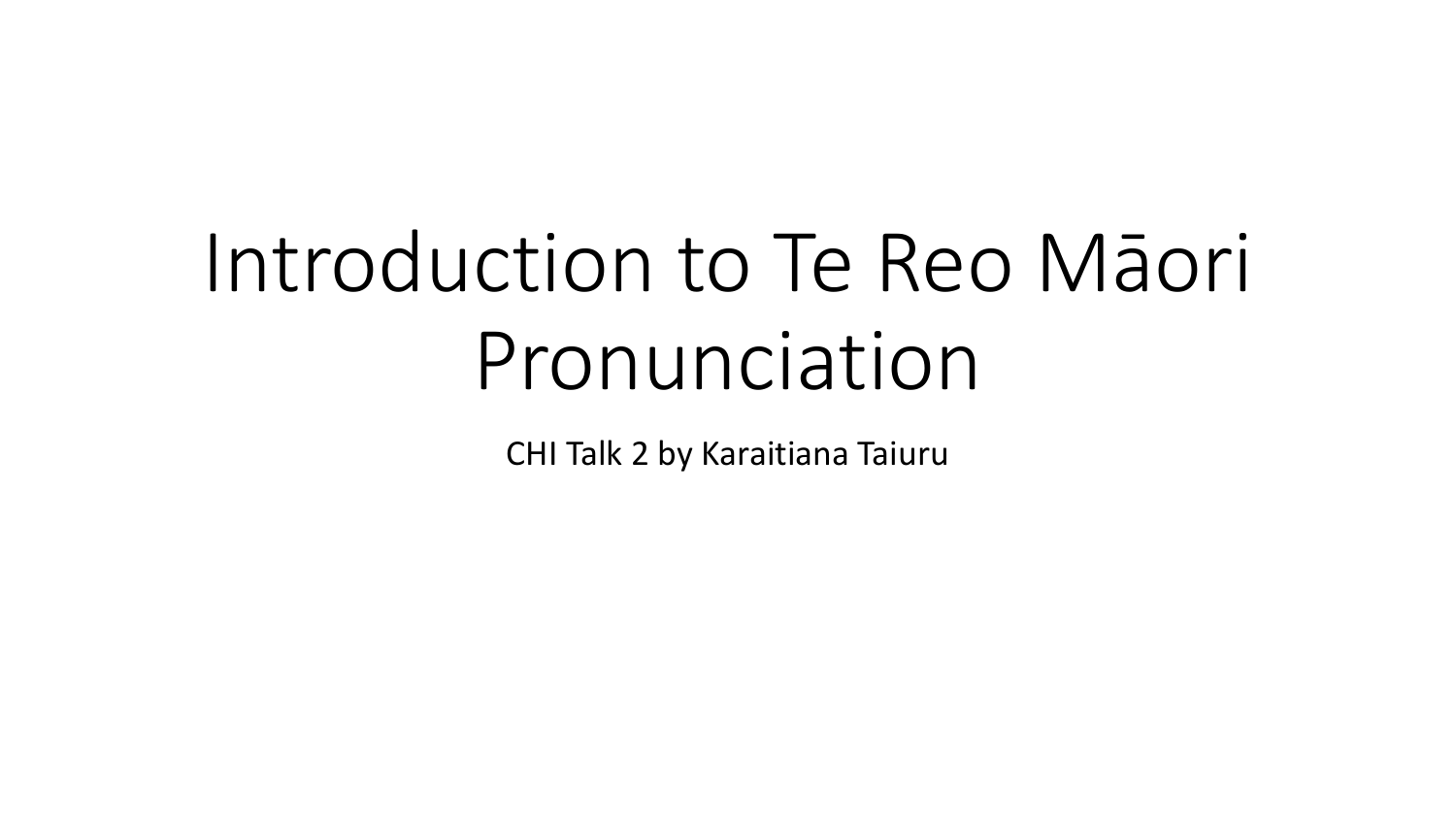# Introduction to Te Reo Māori Pronunciation

CHI Talk 2 by Karaitiana Taiuru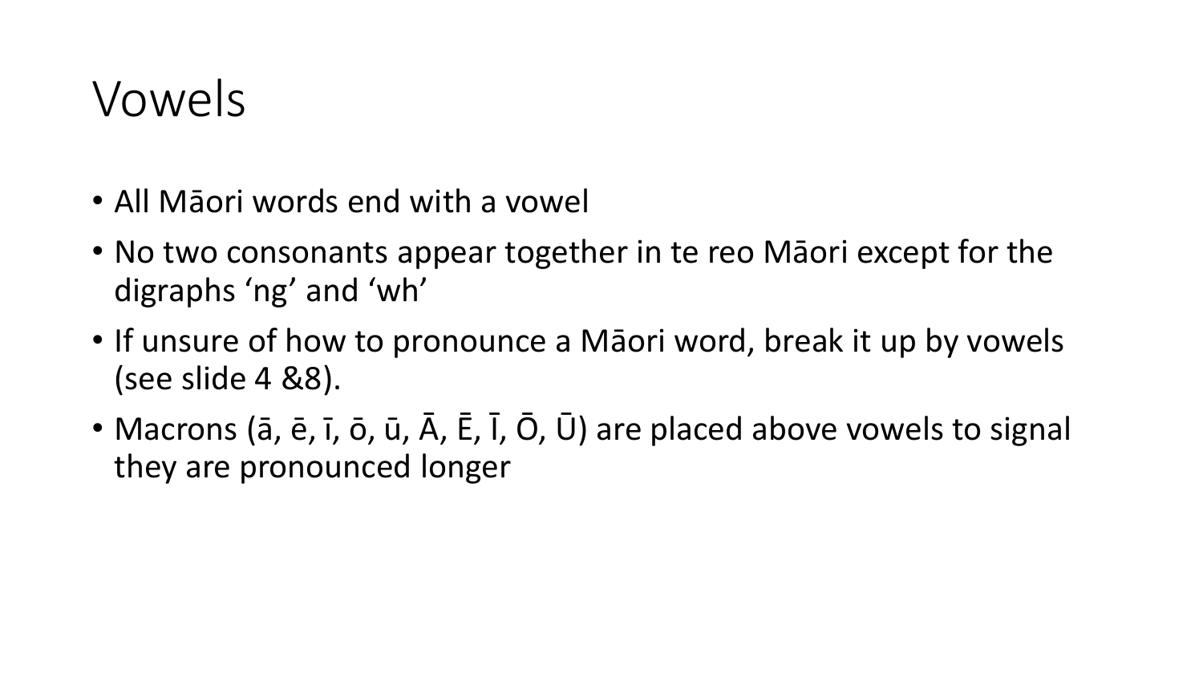# Vowels

- All Māori words end with a vowel
- No two consonants appear together in te reo Māori except for the digraphs ‘ng’ and ‘wh’
- If unsure of how to pronounce a Māori word, break it up by vowels (see slide 4 &8).
- Macrons (ā, ē, ī, ō, ū, Ā, Ē, Ī, Ō, Ū) are placed above vowels to signal they are pronounced longer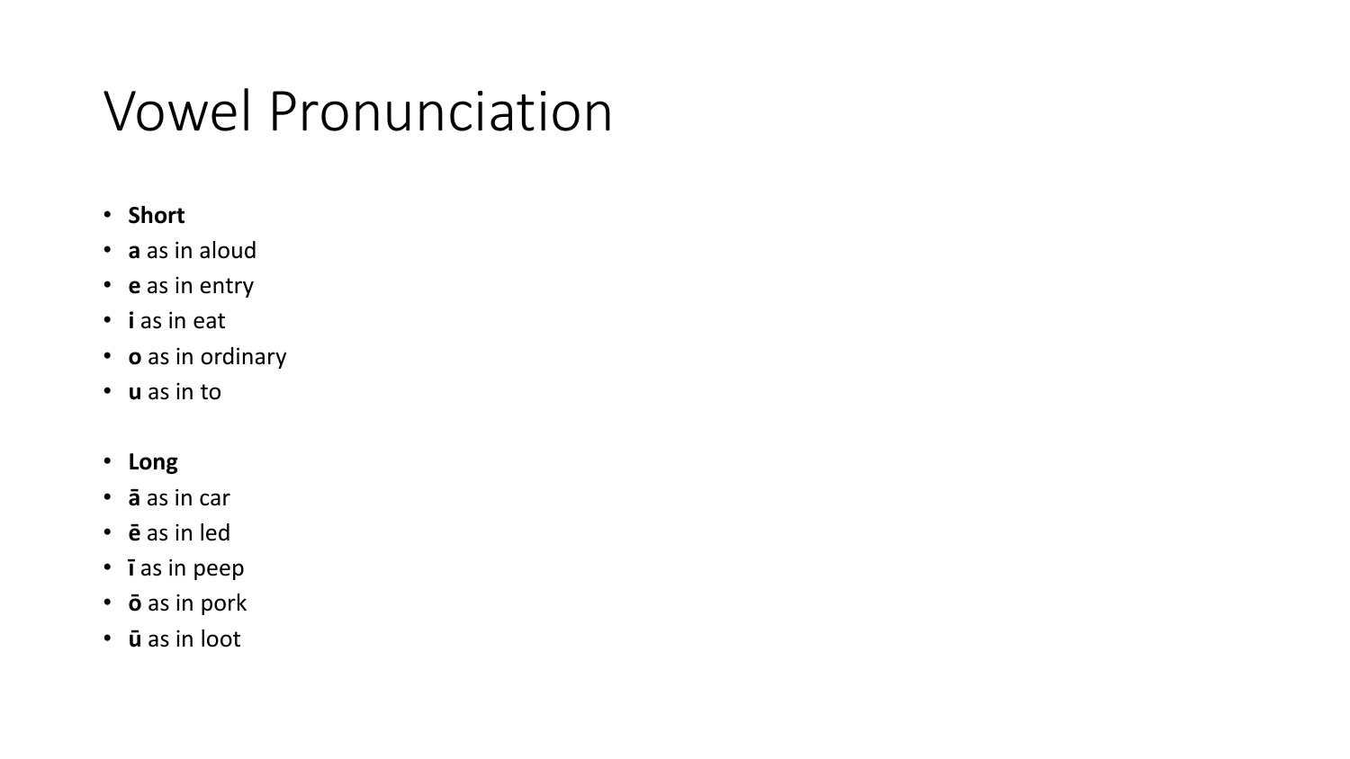# Vowel Pronunciation

- **Short**
- **a** as in aloud
- **e** as in entry
- **i** as in eat
- **o** as in ordinary
- **u** as in to

- **Long**
- **ā** as in car
- **ē** as in led
- **ī** as in peep
- **ō** as in pork
- **ū** as in loot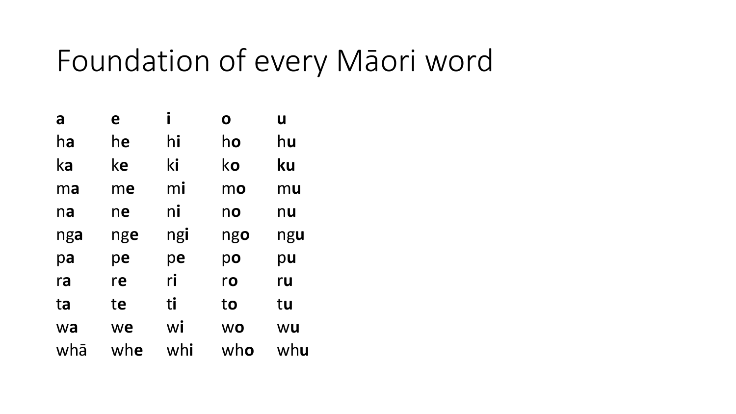# Foundation of every Māori word

| | | | | |
|---|---|---|---|---|
| **a** | **e** | **i** | **o** | **u** |
| h**a** | h**e** | h**i** | h**o** | h**u** |
| k**a** | k**e** | k**i** | k**o** | **ku** |
| m**a** | m**e** | m**i** | m**o** | m**u** |
| n**a** | n**e** | n**i** | n**o** | n**u** |
| ng**a** | ng**e** | ng**i** | ng**o** | ng**u** |
| p**a** | p**e** | p**e** | p**o** | p**u** |
| r**a** | r**e** | r**i** | r**o** | r**u** |
| t**a** | t**e** | t**i** | t**o** | t**u** |
| w**a** | w**e** | w**i** | w**o** | w**u** |
| whā | wh**e** | wh**i** | wh**o** | wh**u** |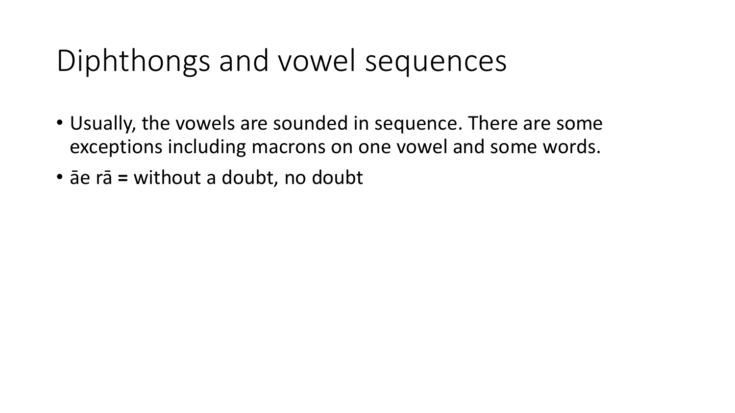# Diphthongs and vowel sequences

- Usually, the vowels are sounded in sequence. There are some exceptions including macrons on one vowel and some words.
- āe rā = without a doubt, no doubt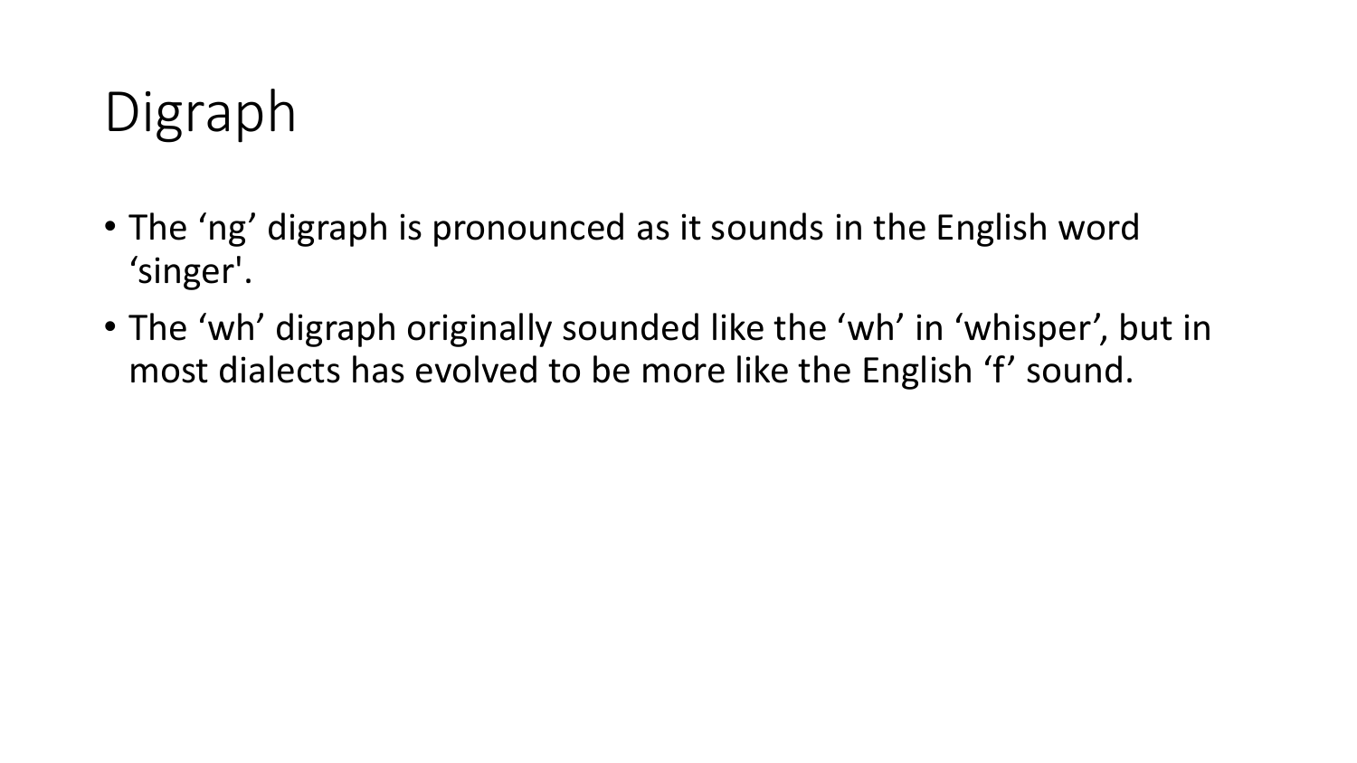# Digraph

- The ‘ng’ digraph is pronounced as it sounds in the English word ‘singer'.
- The ‘wh’ digraph originally sounded like the ‘wh’ in ‘whisper’, but in most dialects has evolved to be more like the English ‘f’ sound.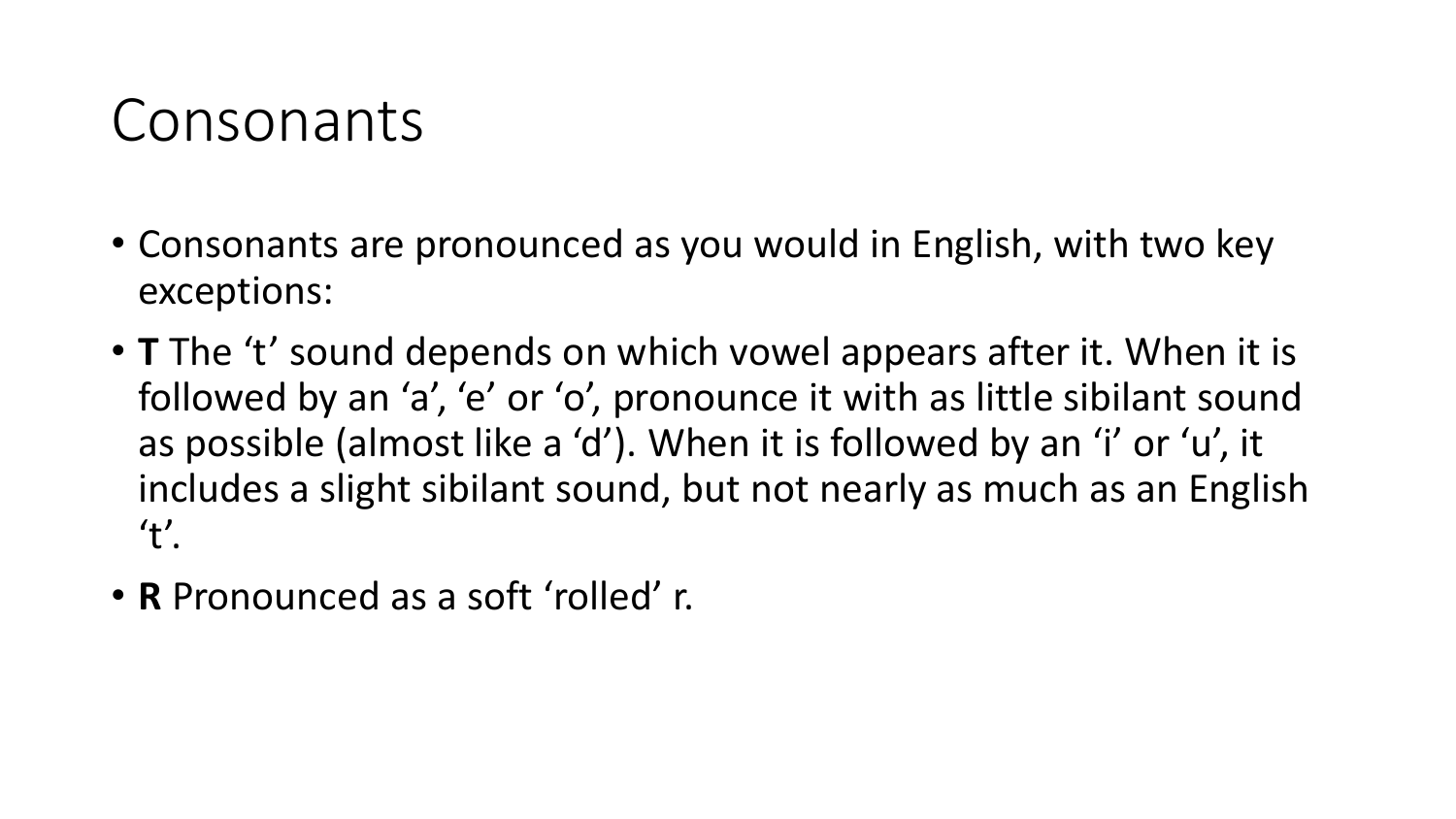# Consonants

- Consonants are pronounced as you would in English, with two key exceptions:
- **T** The ‘t’ sound depends on which vowel appears after it. When it is followed by an ‘a’, ‘e’ or ‘o’, pronounce it with as little sibilant sound as possible (almost like a ‘d’). When it is followed by an ‘i’ or ‘u’, it includes a slight sibilant sound, but not nearly as much as an English ‘t’.
- **R** Pronounced as a soft ‘rolled’ r.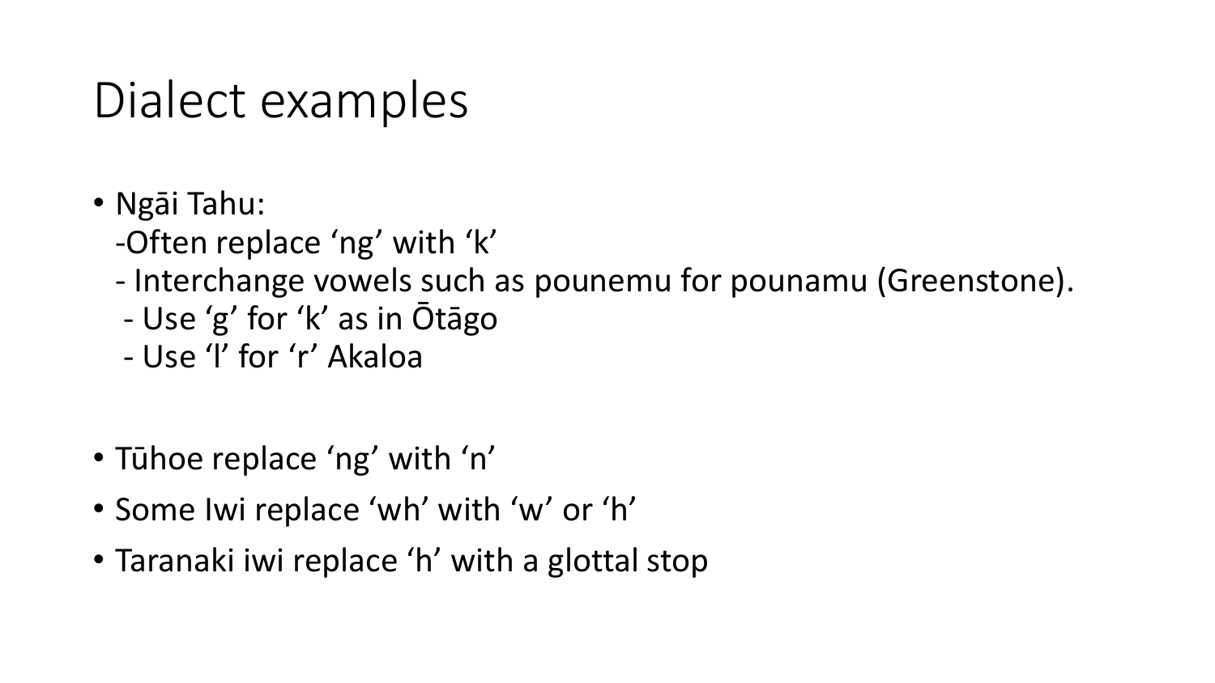# Dialect examples

- Ngāi Tahu:
  - Often replace ‘ng’ with ‘k’
  - Interchange vowels such as pounemu for pounamu (Greenstone).
  - Use ‘g’ for ‘k’ as in Ōtāgo
  - Use ‘l’ for ‘r’ Akaloa
- Tūhoe replace ‘ng’ with ‘n’
- Some Iwi replace ‘wh’ with ‘w’ or ‘h’
- Taranaki iwi replace ‘h’ with a glottal stop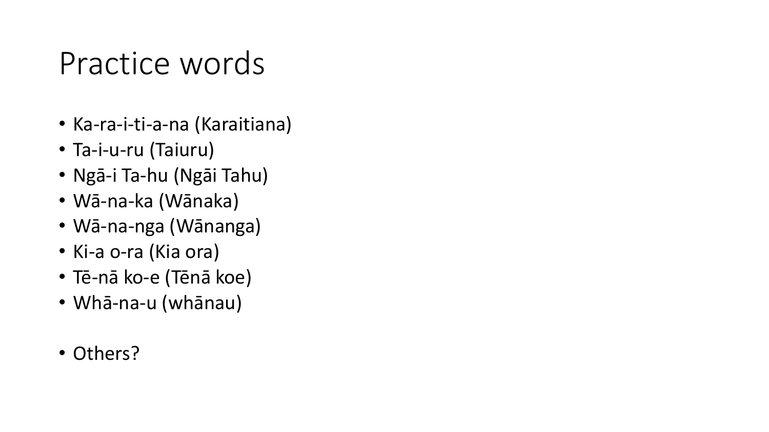# Practice words

- Ka-ra-i-ti-a-na (Karaitiana)
- Ta-i-u-ru (Taiuru)
- Ngā-i Ta-hu (Ngāi Tahu)
- Wā-na-ka (Wānaka)
- Wā-na-nga (Wānanga)
- Ki-a o-ra (Kia ora)
- Tē-nā ko-e (Tēnā koe)
- Whā-na-u (whānau)

- Others?